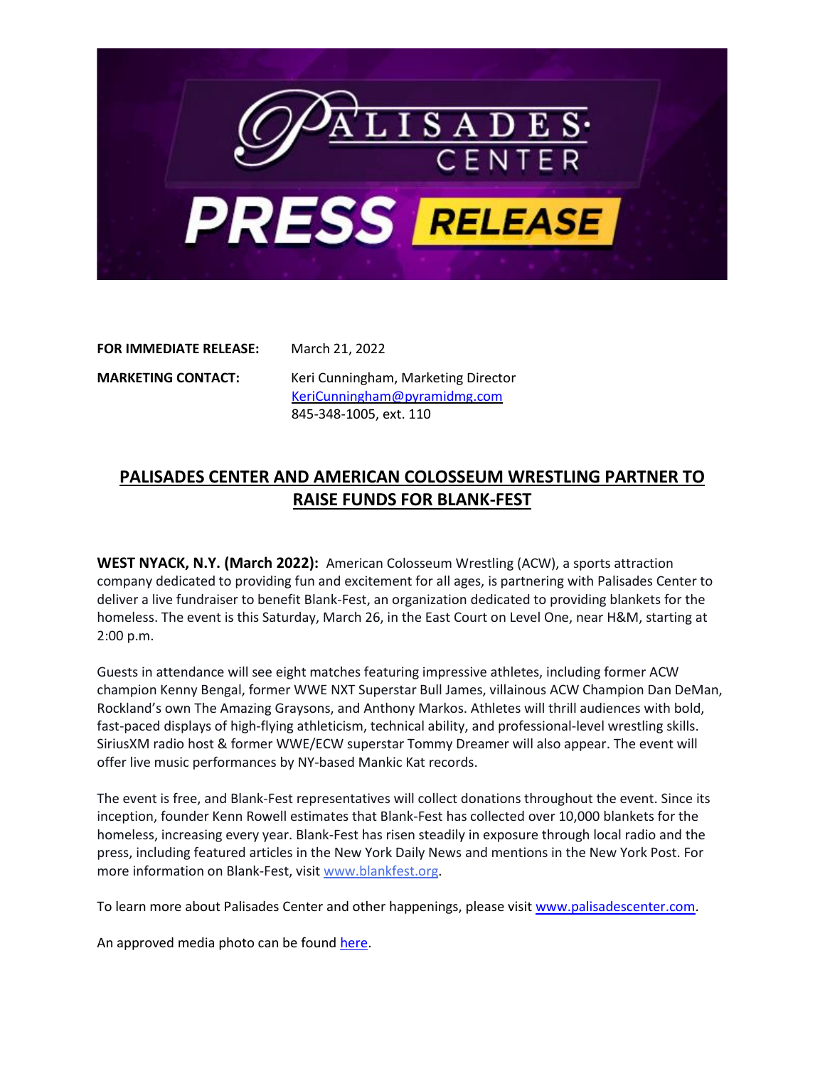# PALISADES CENTER PRESS RELEASE

**FOR IMMEDIATE RELEASE:** March 21, 2022

**MARKETING CONTACT:** Keri Cunningham, Marketing Director
KeriCunningham@pyramidmg.com
845-348-1005, ext. 110

## PALISADES CENTER AND AMERICAN COLOSSEUM WRESTLING PARTNER TO RAISE FUNDS FOR BLANK-FEST

**WEST NYACK, N.Y. (March 2022):** American Colosseum Wrestling (ACW), a sports attraction company dedicated to providing fun and excitement for all ages, is partnering with Palisades Center to deliver a live fundraiser to benefit Blank-Fest, an organization dedicated to providing blankets for the homeless. The event is this Saturday, March 26, in the East Court on Level One, near H&M, starting at 2:00 p.m.

Guests in attendance will see eight matches featuring impressive athletes, including former ACW champion Kenny Bengal, former WWE NXT Superstar Bull James, villainous ACW Champion Dan DeMan, Rockland's own The Amazing Graysons, and Anthony Markos. Athletes will thrill audiences with bold, fast-paced displays of high-flying athleticism, technical ability, and professional-level wrestling skills. SiriusXM radio host & former WWE/ECW superstar Tommy Dreamer will also appear. The event will offer live music performances by NY-based Mankic Kat records.

The event is free, and Blank-Fest representatives will collect donations throughout the event. Since its inception, founder Kenn Rowell estimates that Blank-Fest has collected over 10,000 blankets for the homeless, increasing every year. Blank-Fest has risen steadily in exposure through local radio and the press, including featured articles in the New York Daily News and mentions in the New York Post. For more information on Blank-Fest, visit www.blankfest.org.

To learn more about Palisades Center and other happenings, please visit www.palisadescenter.com.

An approved media photo can be found here.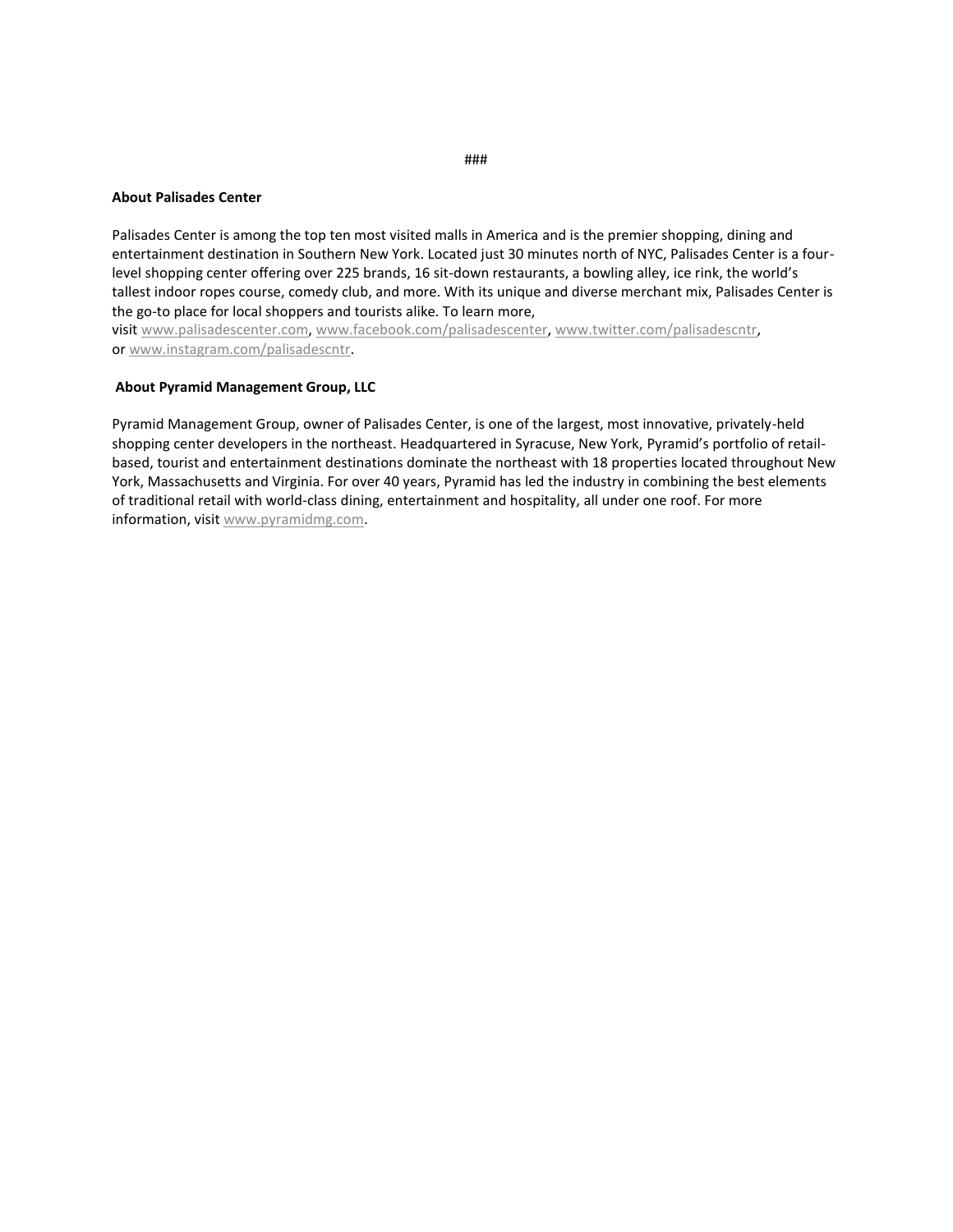###

**About Palisades Center**

Palisades Center is among the top ten most visited malls in America and is the premier shopping, dining and entertainment destination in Southern New York. Located just 30 minutes north of NYC, Palisades Center is a four-level shopping center offering over 225 brands, 16 sit-down restaurants, a bowling alley, ice rink, the world's tallest indoor ropes course, comedy club, and more. With its unique and diverse merchant mix, Palisades Center is the go-to place for local shoppers and tourists alike. To learn more, visit www.palisadescenter.com, www.facebook.com/palisadescenter, www.twitter.com/palisadescntr, or www.instagram.com/palisadescntr.

**About Pyramid Management Group, LLC**

Pyramid Management Group, owner of Palisades Center, is one of the largest, most innovative, privately-held shopping center developers in the northeast. Headquartered in Syracuse, New York, Pyramid's portfolio of retail-based, tourist and entertainment destinations dominate the northeast with 18 properties located throughout New York, Massachusetts and Virginia. For over 40 years, Pyramid has led the industry in combining the best elements of traditional retail with world-class dining, entertainment and hospitality, all under one roof. For more information, visit www.pyramidmg.com.